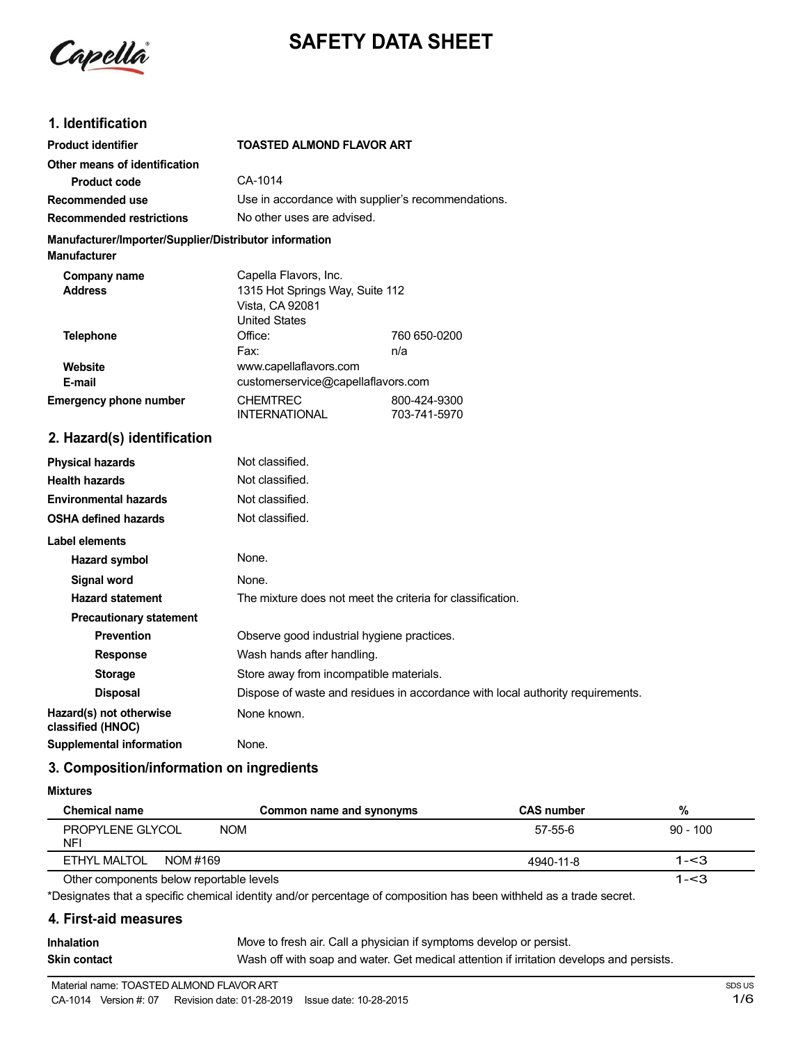# SAFETY DATA SHEET

## 1. Identification

| | | |
|---|---|---|
| **Product identifier** | **TOASTED ALMOND FLAVOR ART** | |
| **Other means of identification** | | |
| **Product code** | CA-1014 | |
| **Recommended use** | Use in accordance with supplier's recommendations. | |
| **Recommended restrictions** | No other uses are advised. | |

**Manufacturer/Importer/Supplier/Distributor information**

**Manufacturer**

| | | |
|---|---|---|
| **Company name** | Capella Flavors, Inc. | |
| **Address** | 1315 Hot Springs Way, Suite 112<br>Vista, CA 92081<br>United States | |
| **Telephone** | Office: | 760 650-0200 |
| | Fax: | n/a |
| **Website** | www.capellaflavors.com | |
| **E-mail** | customerservice@capellaflavors.com | |
| **Emergency phone number** | CHEMTREC | 800-424-9300 |
| | INTERNATIONAL | 703-741-5970 |

## 2. Hazard(s) identification

| | |
|---|---|
| **Physical hazards** | Not classified. |
| **Health hazards** | Not classified. |
| **Environmental hazards** | Not classified. |
| **OSHA defined hazards** | Not classified. |

**Label elements**

| | |
|---|---|
| **Hazard symbol** | None. |
| **Signal word** | None. |
| **Hazard statement** | The mixture does not meet the criteria for classification. |
| **Precautionary statement** | |
| **Prevention** | Observe good industrial hygiene practices. |
| **Response** | Wash hands after handling. |
| **Storage** | Store away from incompatible materials. |
| **Disposal** | Dispose of waste and residues in accordance with local authority requirements. |
| **Hazard(s) not otherwise classified (HNOC)** | None known. |
| **Supplemental information** | None. |

## 3. Composition/information on ingredients

**Mixtures**

| Chemical name | Common name and synonyms | CAS number | % |
|---|---|---|---|
| PROPYLENE GLYCOL NFI | NOM | 57-55-6 | 90 - 100 |
| ETHYL MALTOL | NOM #169 | 4940-11-8 | 1-<3 |
| Other components below reportable levels | | | 1-<3 |

*Designates that a specific chemical identity and/or percentage of composition has been withheld as a trade secret.

## 4. First-aid measures

| | |
|---|---|
| **Inhalation** | Move to fresh air. Call a physician if symptoms develop or persist. |
| **Skin contact** | Wash off with soap and water. Get medical attention if irritation develops and persists. |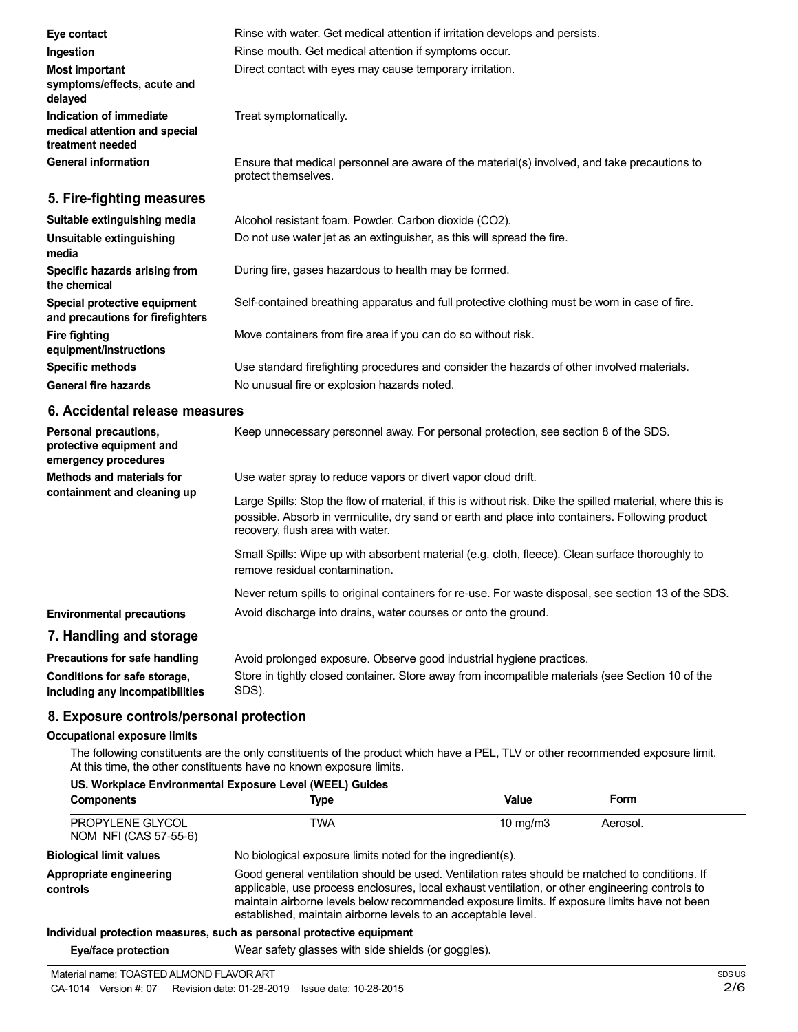| | |
|---|---|
| **Eye contact** | Rinse with water. Get medical attention if irritation develops and persists. |
| **Ingestion** | Rinse mouth. Get medical attention if symptoms occur. |
| **Most important symptoms/effects, acute and delayed** | Direct contact with eyes may cause temporary irritation. |
| **Indication of immediate medical attention and special treatment needed** | Treat symptomatically. |
| **General information** | Ensure that medical personnel are aware of the material(s) involved, and take precautions to protect themselves. |

## 5. Fire-fighting measures

| | |
|---|---|
| **Suitable extinguishing media** | Alcohol resistant foam. Powder. Carbon dioxide ($CO_2$). |
| **Unsuitable extinguishing media** | Do not use water jet as an extinguisher, as this will spread the fire. |
| **Specific hazards arising from the chemical** | During fire, gases hazardous to health may be formed. |
| **Special protective equipment and precautions for firefighters** | Self-contained breathing apparatus and full protective clothing must be worn in case of fire. |
| **Fire fighting equipment/instructions** | Move containers from fire area if you can do so without risk. |
| **Specific methods** | Use standard firefighting procedures and consider the hazards of other involved materials. |
| **General fire hazards** | No unusual fire or explosion hazards noted. |

## 6. Accidental release measures

**Personal precautions, protective equipment and emergency procedures**
Keep unnecessary personnel away. For personal protection, see section 8 of the SDS.

**Methods and materials for containment and cleaning up**
Use water spray to reduce vapors or divert vapor cloud drift.

Large Spills: Stop the flow of material, if this is without risk. Dike the spilled material, where this is possible. Absorb in vermiculite, dry sand or earth and place into containers. Following product recovery, flush area with water.

Small Spills: Wipe up with absorbent material (e.g. cloth, fleece). Clean surface thoroughly to remove residual contamination.

Never return spills to original containers for re-use. For waste disposal, see section 13 of the SDS.

**Environmental precautions**
Avoid discharge into drains, water courses or onto the ground.

## 7. Handling and storage

| | |
|---|---|
| **Precautions for safe handling** | Avoid prolonged exposure. Observe good industrial hygiene practices. |
| **Conditions for safe storage, including any incompatibilities** | Store in tightly closed container. Store away from incompatible materials (see Section 10 of the SDS). |

## 8. Exposure controls/personal protection

### Occupational exposure limits

The following constituents are the only constituents of the product which have a PEL, TLV or other recommended exposure limit. At this time, the other constituents have no known exposure limits.

**US. Workplace Environmental Exposure Level (WEEL) Guides**

| Components | Type | Value | Form |
|---|---|---|---|
| PROPYLENE GLYCOL NOM NFI (CAS 57-55-6) | TWA | 10 mg/m3 | Aerosol. |

| | |
|---|---|
| **Biological limit values** | No biological exposure limits noted for the ingredient(s). |
| **Appropriate engineering controls** | Good general ventilation should be used. Ventilation rates should be matched to conditions. If applicable, use process enclosures, local exhaust ventilation, or other engineering controls to maintain airborne levels below recommended exposure limits. If exposure limits have not been established, maintain airborne levels to an acceptable level. |

### Individual protection measures, such as personal protective equipment

**Eye/face protection**
Wear safety glasses with side shields (or goggles).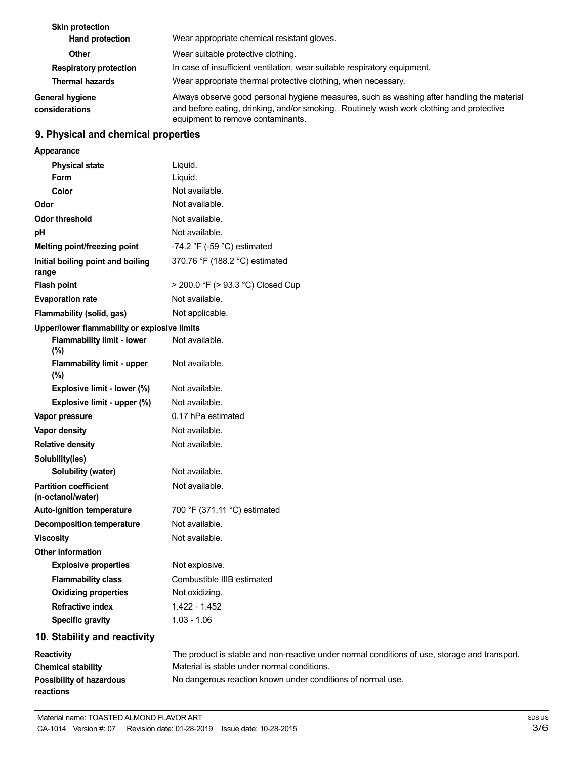| | |
|---|---|
| **Skin protection** | |
| **Hand protection** | Wear appropriate chemical resistant gloves. |
| **Other** | Wear suitable protective clothing. |
| **Respiratory protection** | In case of insufficient ventilation, wear suitable respiratory equipment. |
| **Thermal hazards** | Wear appropriate thermal protective clothing, when necessary. |
| **General hygiene considerations** | Always observe good personal hygiene measures, such as washing after handling the material and before eating, drinking, and/or smoking. Routinely wash work clothing and protective equipment to remove contaminants. |

## 9. Physical and chemical properties

| | |
|---|---|
| **Appearance** | |
| **Physical state** | Liquid. |
| **Form** | Liquid. |
| **Color** | Not available. |
| **Odor** | Not available. |
| **Odor threshold** | Not available. |
| **pH** | Not available. |
| **Melting point/freezing point** | -74.2 °F (-59 °C) estimated |
| **Initial boiling point and boiling range** | 370.76 °F (188.2 °C) estimated |
| **Flash point** | > 200.0 °F (> 93.3 °C) Closed Cup |
| **Evaporation rate** | Not available. |
| **Flammability (solid, gas)** | Not applicable. |
| **Upper/lower flammability or explosive limits** | |
| **Flammability limit - lower (%)** | Not available. |
| **Flammability limit - upper (%)** | Not available. |
| **Explosive limit - lower (%)** | Not available. |
| **Explosive limit - upper (%)** | Not available. |
| **Vapor pressure** | 0.17 hPa estimated |
| **Vapor density** | Not available. |
| **Relative density** | Not available. |
| **Solubility(ies)** | |
| **Solubility (water)** | Not available. |
| **Partition coefficient (n-octanol/water)** | Not available. |
| **Auto-ignition temperature** | 700 °F (371.11 °C) estimated |
| **Decomposition temperature** | Not available. |
| **Viscosity** | Not available. |
| **Other information** | |
| **Explosive properties** | Not explosive. |
| **Flammability class** | Combustible IIIB estimated |
| **Oxidizing properties** | Not oxidizing. |
| **Refractive index** | 1.422 - 1.452 |
| **Specific gravity** | 1.03 - 1.06 |

## 10. Stability and reactivity

| | |
|---|---|
| **Reactivity** | The product is stable and non-reactive under normal conditions of use, storage and transport. |
| **Chemical stability** | Material is stable under normal conditions. |
| **Possibility of hazardous reactions** | No dangerous reaction known under conditions of normal use. |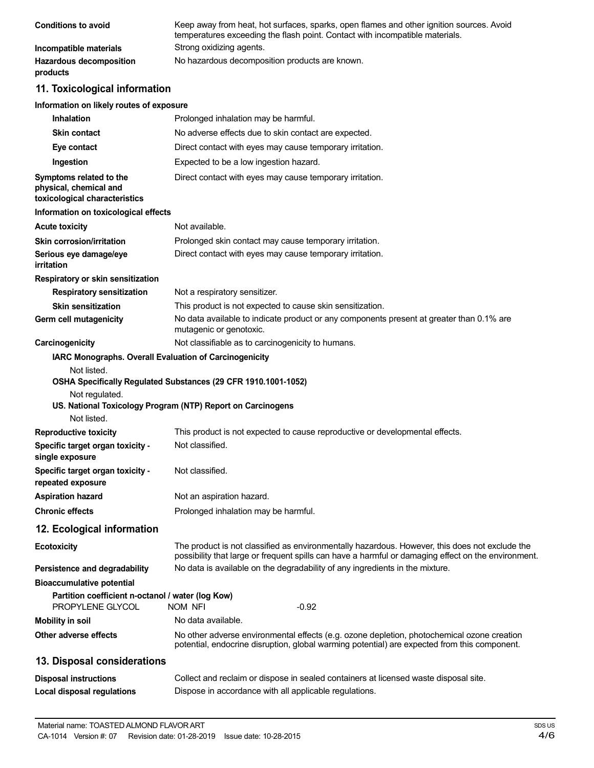| | |
|---|---|
| **Conditions to avoid** | Keep away from heat, hot surfaces, sparks, open flames and other ignition sources. Avoid temperatures exceeding the flash point. Contact with incompatible materials. |
| **Incompatible materials** | Strong oxidizing agents. |
| **Hazardous decomposition products** | No hazardous decomposition products are known. |

## 11. Toxicological information

**Information on likely routes of exposure**

| | |
|---|---|
| **Inhalation** | Prolonged inhalation may be harmful. |
| **Skin contact** | No adverse effects due to skin contact are expected. |
| **Eye contact** | Direct contact with eyes may cause temporary irritation. |
| **Ingestion** | Expected to be a low ingestion hazard. |
| **Symptoms related to the physical, chemical and toxicological characteristics** | Direct contact with eyes may cause temporary irritation. |

**Information on toxicological effects**

| | |
|---|---|
| **Acute toxicity** | Not available. |
| **Skin corrosion/irritation** | Prolonged skin contact may cause temporary irritation. |
| **Serious eye damage/eye irritation** | Direct contact with eyes may cause temporary irritation. |

**Respiratory or skin sensitization**

| | |
|---|---|
| **Respiratory sensitization** | Not a respiratory sensitizer. |
| **Skin sensitization** | This product is not expected to cause skin sensitization. |
| **Germ cell mutagenicity** | No data available to indicate product or any components present at greater than 0.1% are mutagenic or genotoxic. |
| **Carcinogenicity** | Not classifiable as to carcinogenicity to humans. |

**IARC Monographs. Overall Evaluation of Carcinogenicity**

Not listed.

**OSHA Specifically Regulated Substances (29 CFR 1910.1001-1052)**

Not regulated.

**US. National Toxicology Program (NTP) Report on Carcinogens**

Not listed.

| | |
|---|---|
| **Reproductive toxicity** | This product is not expected to cause reproductive or developmental effects. |
| **Specific target organ toxicity - single exposure** | Not classified. |
| **Specific target organ toxicity - repeated exposure** | Not classified. |
| **Aspiration hazard** | Not an aspiration hazard. |
| **Chronic effects** | Prolonged inhalation may be harmful. |

## 12. Ecological information

| | |
|---|---|
| **Ecotoxicity** | The product is not classified as environmentally hazardous. However, this does not exclude the possibility that large or frequent spills can have a harmful or damaging effect on the environment. |
| **Persistence and degradability** | No data is available on the degradability of any ingredients in the mixture. |

**Bioaccumulative potential**

**Partition coefficient n-octanol / water (log Kow)**

| | | |
|---|---|---|
| PROPYLENE GLYCOL | NOM NFI | -0.92 |

| | |
|---|---|
| **Mobility in soil** | No data available. |
| **Other adverse effects** | No other adverse environmental effects (e.g. ozone depletion, photochemical ozone creation potential, endocrine disruption, global warming potential) are expected from this component. |

## 13. Disposal considerations

| | |
|---|---|
| **Disposal instructions** | Collect and reclaim or dispose in sealed containers at licensed waste disposal site. |
| **Local disposal regulations** | Dispose in accordance with all applicable regulations. |

Material name: TOASTED ALMOND FLAVOR ART
CA-1014 Version #: 07 Revision date: 01-28-2019 Issue date: 10-28-2015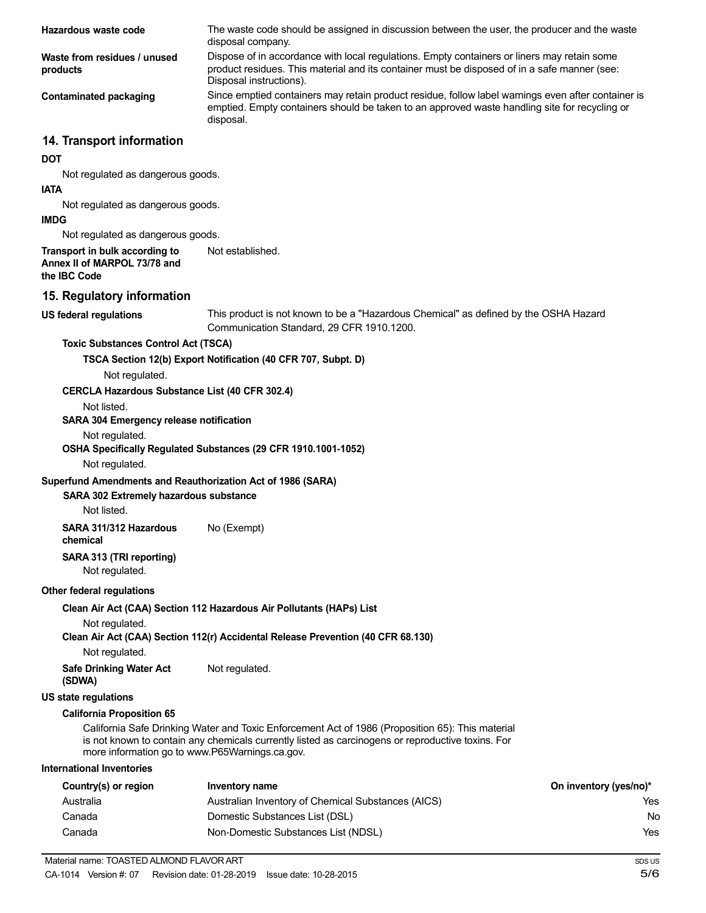**Hazardous waste code** The waste code should be assigned in discussion between the user, the producer and the waste disposal company.

**Waste from residues / unused products** Dispose of in accordance with local regulations. Empty containers or liners may retain some product residues. This material and its container must be disposed of in a safe manner (see: Disposal instructions).

**Contaminated packaging** Since emptied containers may retain product residue, follow label warnings even after container is emptied. Empty containers should be taken to an approved waste handling site for recycling or disposal.

## 14. Transport information

**DOT**

Not regulated as dangerous goods.

**IATA**

Not regulated as dangerous goods.

**IMDG**

Not regulated as dangerous goods.

**Transport in bulk according to Annex II of MARPOL 73/78 and the IBC Code** Not established.

## 15. Regulatory information

**US federal regulations** This product is not known to be a "Hazardous Chemical" as defined by the OSHA Hazard Communication Standard, 29 CFR 1910.1200.

**Toxic Substances Control Act (TSCA)**

**TSCA Section 12(b) Export Notification (40 CFR 707, Subpt. D)**

Not regulated.

**CERCLA Hazardous Substance List (40 CFR 302.4)**

Not listed.

**SARA 304 Emergency release notification**

Not regulated.

**OSHA Specifically Regulated Substances (29 CFR 1910.1001-1052)**

Not regulated.

**Superfund Amendments and Reauthorization Act of 1986 (SARA)**

**SARA 302 Extremely hazardous substance**

Not listed.

**SARA 311/312 Hazardous chemical** No (Exempt)

**SARA 313 (TRI reporting)**

Not regulated.

**Other federal regulations**

**Clean Air Act (CAA) Section 112 Hazardous Air Pollutants (HAPs) List**

Not regulated.

**Clean Air Act (CAA) Section 112(r) Accidental Release Prevention (40 CFR 68.130)**

Not regulated.

**Safe Drinking Water Act (SDWA)** Not regulated.

**US state regulations**

**California Proposition 65**

California Safe Drinking Water and Toxic Enforcement Act of 1986 (Proposition 65): This material is not known to contain any chemicals currently listed as carcinogens or reproductive toxins. For more information go to www.P65Warnings.ca.gov.

**International Inventories**

| Country(s) or region | Inventory name | On inventory (yes/no)* |
|---|---|---|
| Australia | Australian Inventory of Chemical Substances (AICS) | Yes |
| Canada | Domestic Substances List (DSL) | No |
| Canada | Non-Domestic Substances List (NDSL) | Yes |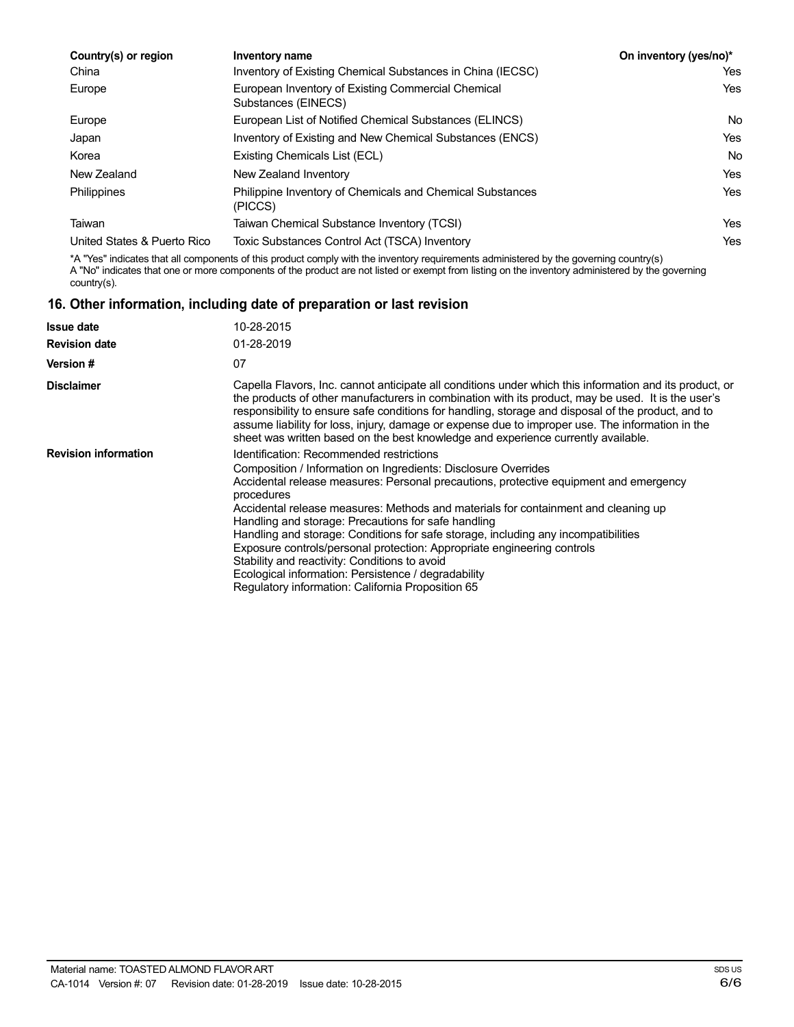| Country(s) or region | Inventory name | On inventory (yes/no)* |
| --- | --- | --- |
| China | Inventory of Existing Chemical Substances in China (IECSC) | Yes |
| Europe | European Inventory of Existing Commercial Chemical Substances (EINECS) | Yes |
| Europe | European List of Notified Chemical Substances (ELINCS) | No |
| Japan | Inventory of Existing and New Chemical Substances (ENCS) | Yes |
| Korea | Existing Chemicals List (ECL) | No |
| New Zealand | New Zealand Inventory | Yes |
| Philippines | Philippine Inventory of Chemicals and Chemical Substances (PICCS) | Yes |
| Taiwan | Taiwan Chemical Substance Inventory (TCSI) | Yes |
| United States & Puerto Rico | Toxic Substances Control Act (TSCA) Inventory | Yes |

*A "Yes" indicates that all components of this product comply with the inventory requirements administered by the governing country(s)
A "No" indicates that one or more components of the product are not listed or exempt from listing on the inventory administered by the governing country(s).

## 16. Other information, including date of preparation or last revision

**Issue date** 10-28-2015

**Revision date** 01-28-2019

**Version #** 07

**Disclaimer** Capella Flavors, Inc. cannot anticipate all conditions under which this information and its product, or the products of other manufacturers in combination with its product, may be used. It is the user's responsibility to ensure safe conditions for handling, storage and disposal of the product, and to assume liability for loss, injury, damage or expense due to improper use. The information in the sheet was written based on the best knowledge and experience currently available.

**Revision information**
Identification: Recommended restrictions
Composition / Information on Ingredients: Disclosure Overrides
Accidental release measures: Personal precautions, protective equipment and emergency procedures
Accidental release measures: Methods and materials for containment and cleaning up
Handling and storage: Precautions for safe handling
Handling and storage: Conditions for safe storage, including any incompatibilities
Exposure controls/personal protection: Appropriate engineering controls
Stability and reactivity: Conditions to avoid
Ecological information: Persistence / degradability
Regulatory information: California Proposition 65